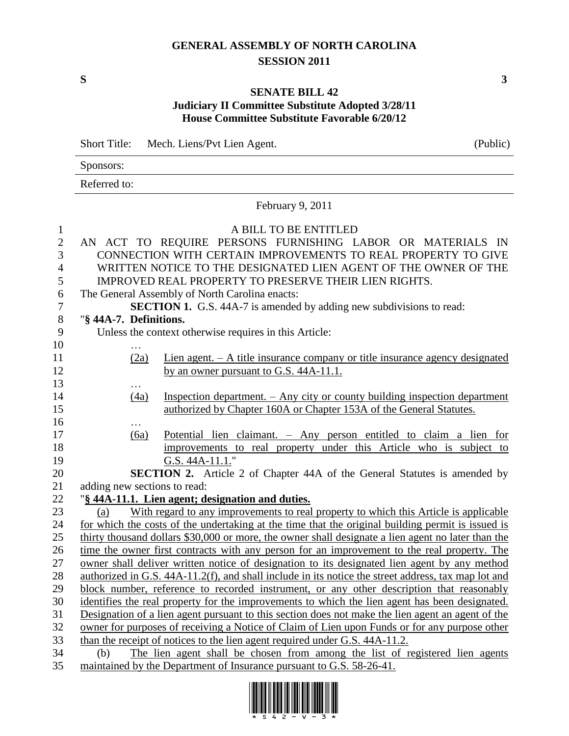# GENERAL ASSEMBLY OF NORTH CAROLINA
## SESSION 2011

**S** **3**

## SENATE BILL 42
### Judiciary II Committee Substitute Adopted 3/28/11
### House Committee Substitute Favorable 6/20/12

Short Title: Mech. Liens/Pvt Lien Agent. (Public)

Sponsors:

Referred to:

February 9, 2011

A BILL TO BE ENTITLED

AN ACT TO REQUIRE PERSONS FURNISHING LABOR OR MATERIALS IN CONNECTION WITH CERTAIN IMPROVEMENTS TO REAL PROPERTY TO GIVE WRITTEN NOTICE TO THE DESIGNATED LIEN AGENT OF THE OWNER OF THE IMPROVED REAL PROPERTY TO PRESERVE THEIR LIEN RIGHTS.

The General Assembly of North Carolina enacts:

**SECTION 1.** G.S. 44A-7 is amended by adding new subdivisions to read:

"**§ 44A-7. Definitions.**

Unless the context otherwise requires in this Article:

…

(2a) Lien agent. – A title insurance company or title insurance agency designated by an owner pursuant to G.S. 44A-11.1.

…

(4a) Inspection department. – Any city or county building inspection department authorized by Chapter 160A or Chapter 153A of the General Statutes.

…

(6a) Potential lien claimant. – Any person entitled to claim a lien for improvements to real property under this Article who is subject to G.S. 44A-11.1."

**SECTION 2.** Article 2 of Chapter 44A of the General Statutes is amended by adding new sections to read:

"**§ 44A-11.1. Lien agent; designation and duties.**

(a) With regard to any improvements to real property to which this Article is applicable for which the costs of the undertaking at the time that the original building permit is issued is thirty thousand dollars $30,000 or more, the owner shall designate a lien agent no later than the time the owner first contracts with any person for an improvement to the real property. The owner shall deliver written notice of designation to its designated lien agent by any method authorized in G.S. 44A-11.2(f), and shall include in its notice the street address, tax map lot and block number, reference to recorded instrument, or any other description that reasonably identifies the real property for the improvements to which the lien agent has been designated. Designation of a lien agent pursuant to this section does not make the lien agent an agent of the owner for purposes of receiving a Notice of Claim of Lien upon Funds or for any purpose other than the receipt of notices to the lien agent required under G.S. 44A-11.2.

(b) The lien agent shall be chosen from among the list of registered lien agents maintained by the Department of Insurance pursuant to G.S. 58-26-41.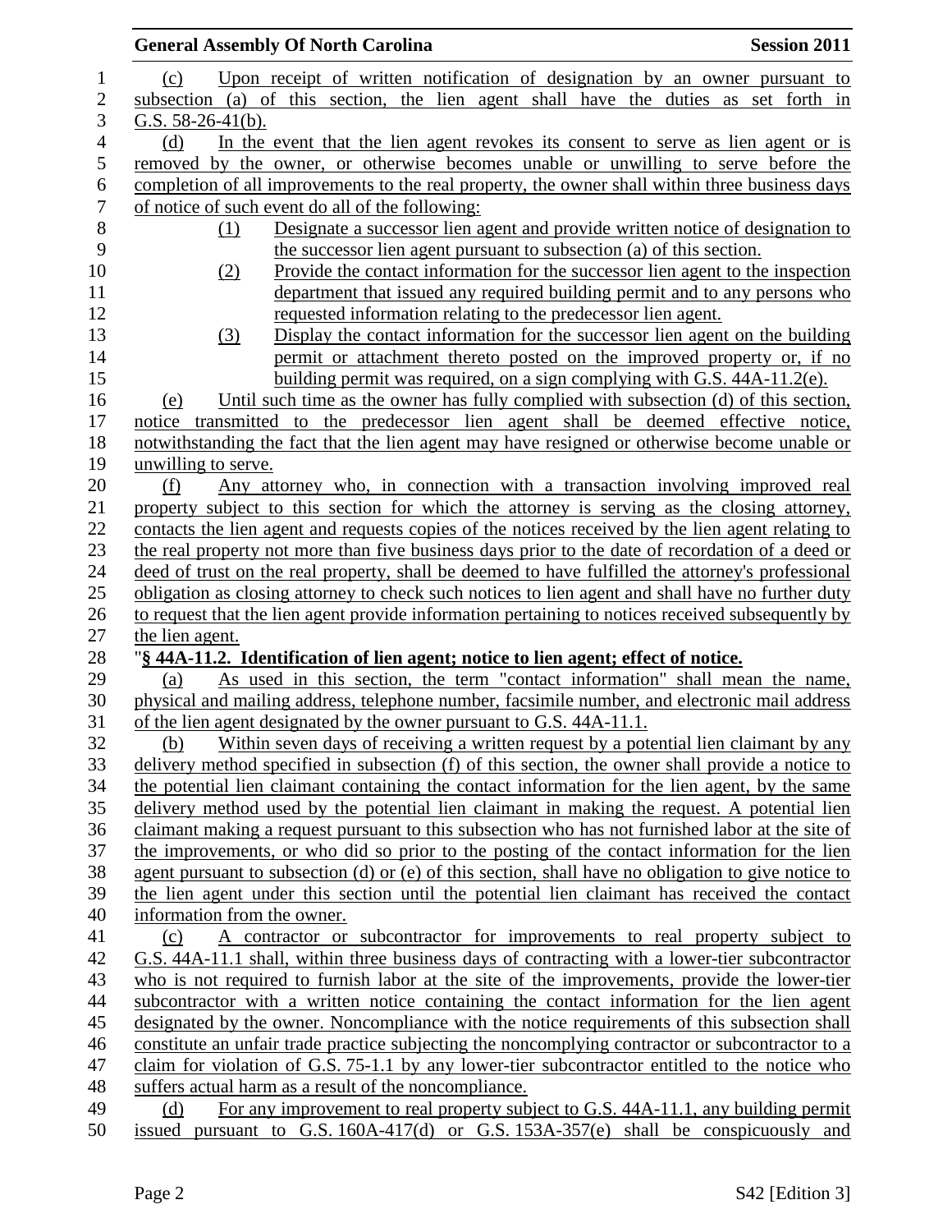(c) Upon receipt of written notification of designation by an owner pursuant to subsection (a) of this section, the lien agent shall have the duties as set forth in G.S. 58-26-41(b).

(d) In the event that the lien agent revokes its consent to serve as lien agent or is removed by the owner, or otherwise becomes unable or unwilling to serve before the completion of all improvements to the real property, the owner shall within three business days of notice of such event do all of the following:

(1) Designate a successor lien agent and provide written notice of designation to the successor lien agent pursuant to subsection (a) of this section.

(2) Provide the contact information for the successor lien agent to the inspection department that issued any required building permit and to any persons who requested information relating to the predecessor lien agent.

(3) Display the contact information for the successor lien agent on the building permit or attachment thereto posted on the improved property or, if no building permit was required, on a sign complying with G.S. 44A-11.2(e).

(e) Until such time as the owner has fully complied with subsection (d) of this section, notice transmitted to the predecessor lien agent shall be deemed effective notice, notwithstanding the fact that the lien agent may have resigned or otherwise become unable or unwilling to serve.

(f) Any attorney who, in connection with a transaction involving improved real property subject to this section for which the attorney is serving as the closing attorney, contacts the lien agent and requests copies of the notices received by the lien agent relating to the real property not more than five business days prior to the date of recordation of a deed or deed of trust on the real property, shall be deemed to have fulfilled the attorney's professional obligation as closing attorney to check such notices to lien agent and shall have no further duty to request that the lien agent provide information pertaining to notices received subsequently by the lien agent.

"**§ 44A-11.2. Identification of lien agent; notice to lien agent; effect of notice.**

(a) As used in this section, the term "contact information" shall mean the name, physical and mailing address, telephone number, facsimile number, and electronic mail address of the lien agent designated by the owner pursuant to G.S. 44A-11.1.

(b) Within seven days of receiving a written request by a potential lien claimant by any delivery method specified in subsection (f) of this section, the owner shall provide a notice to the potential lien claimant containing the contact information for the lien agent, by the same delivery method used by the potential lien claimant in making the request. A potential lien claimant making a request pursuant to this subsection who has not furnished labor at the site of the improvements, or who did so prior to the posting of the contact information for the lien agent pursuant to subsection (d) or (e) of this section, shall have no obligation to give notice to the lien agent under this section until the potential lien claimant has received the contact information from the owner.

(c) A contractor or subcontractor for improvements to real property subject to G.S. 44A-11.1 shall, within three business days of contracting with a lower-tier subcontractor who is not required to furnish labor at the site of the improvements, provide the lower-tier subcontractor with a written notice containing the contact information for the lien agent designated by the owner. Noncompliance with the notice requirements of this subsection shall constitute an unfair trade practice subjecting the noncomplying contractor or subcontractor to a claim for violation of G.S. 75-1.1 by any lower-tier subcontractor entitled to the notice who suffers actual harm as a result of the noncompliance.

(d) For any improvement to real property subject to G.S. 44A-11.1, any building permit issued pursuant to G.S. 160A-417(d) or G.S. 153A-357(e) shall be conspicuously and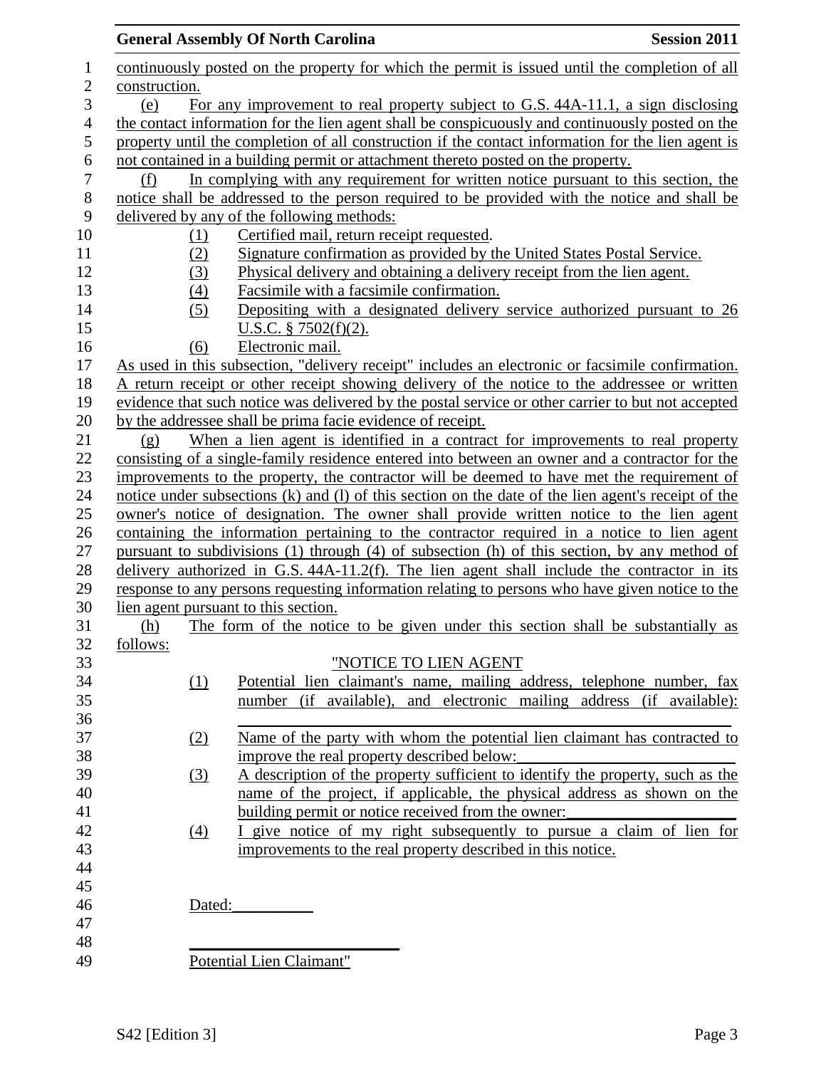continuously posted on the property for which the permit is issued until the completion of all construction.

(e) For any improvement to real property subject to G.S. 44A-11.1, a sign disclosing the contact information for the lien agent shall be conspicuously and continuously posted on the property until the completion of all construction if the contact information for the lien agent is not contained in a building permit or attachment thereto posted on the property.

(f) In complying with any requirement for written notice pursuant to this section, the notice shall be addressed to the person required to be provided with the notice and shall be delivered by any of the following methods:

(1) Certified mail, return receipt requested.
(2) Signature confirmation as provided by the United States Postal Service.
(3) Physical delivery and obtaining a delivery receipt from the lien agent.
(4) Facsimile with a facsimile confirmation.
(5) Depositing with a designated delivery service authorized pursuant to 26 U.S.C. § 7502(f)(2).
(6) Electronic mail.

As used in this subsection, "delivery receipt" includes an electronic or facsimile confirmation. A return receipt or other receipt showing delivery of the notice to the addressee or written evidence that such notice was delivered by the postal service or other carrier to but not accepted by the addressee shall be prima facie evidence of receipt.

(g) When a lien agent is identified in a contract for improvements to real property consisting of a single-family residence entered into between an owner and a contractor for the improvements to the property, the contractor will be deemed to have met the requirement of notice under subsections (k) and (l) of this section on the date of the lien agent's receipt of the owner's notice of designation. The owner shall provide written notice to the lien agent containing the information pertaining to the contractor required in a notice to lien agent pursuant to subdivisions (1) through (4) of subsection (h) of this section, by any method of delivery authorized in G.S. 44A-11.2(f). The lien agent shall include the contractor in its response to any persons requesting information relating to persons who have given notice to the lien agent pursuant to this section.

(h) The form of the notice to be given under this section shall be substantially as follows:

"NOTICE TO LIEN AGENT

(1) Potential lien claimant's name, mailing address, telephone number, fax number (if available), and electronic mailing address (if available): \_\_\_\_\_\_\_\_\_\_\_\_\_\_\_\_\_\_\_\_\_\_\_\_\_\_\_\_\_\_\_\_\_\_\_\_\_\_\_\_\_\_\_\_
(2) Name of the party with whom the potential lien claimant has contracted to improve the real property described below:\_\_\_\_\_\_\_\_\_\_\_\_\_\_\_\_\_\_\_\_\_\_\_\_\_\_
(3) A description of the property sufficient to identify the property, such as the name of the project, if applicable, the physical address as shown on the building permit or notice received from the owner:\_\_\_\_\_\_\_\_\_\_\_\_\_\_\_\_\_\_\_\_
(4) I give notice of my right subsequently to pursue a claim of lien for improvements to the real property described in this notice.

Dated:\_\_\_\_\_\_\_\_\_\_

\_\_\_\_\_\_\_\_\_\_\_\_\_\_\_\_\_\_\_\_\_\_\_\_\_\_
Potential Lien Claimant"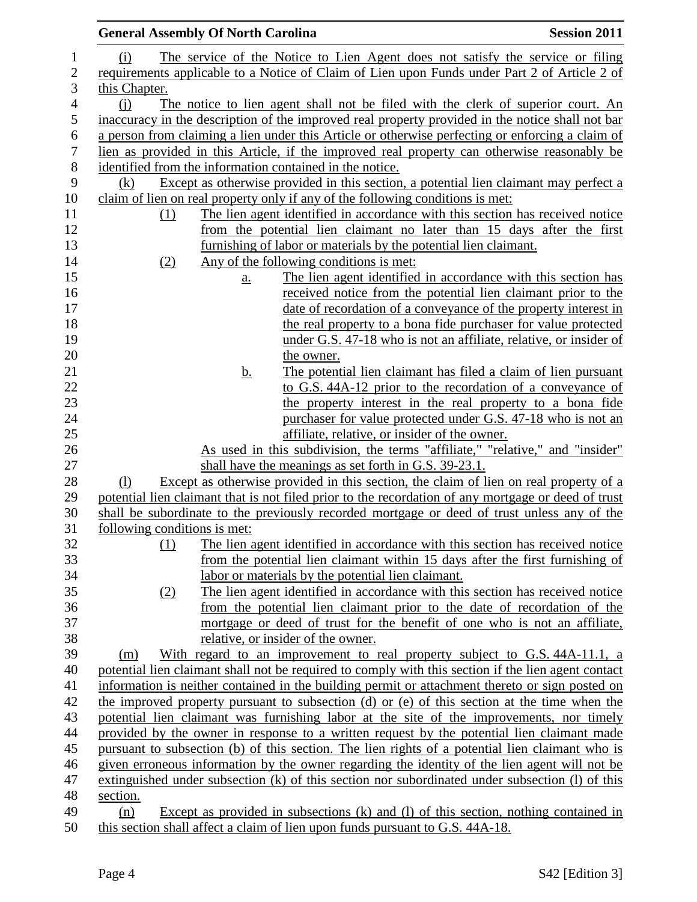(i) The service of the Notice to Lien Agent does not satisfy the service or filing requirements applicable to a Notice of Claim of Lien upon Funds under Part 2 of Article 2 of this Chapter.

(j) The notice to lien agent shall not be filed with the clerk of superior court. An inaccuracy in the description of the improved real property provided in the notice shall not bar a person from claiming a lien under this Article or otherwise perfecting or enforcing a claim of lien as provided in this Article, if the improved real property can otherwise reasonably be identified from the information contained in the notice.

(k) Except as otherwise provided in this section, a potential lien claimant may perfect a claim of lien on real property only if any of the following conditions is met:

(1) The lien agent identified in accordance with this section has received notice from the potential lien claimant no later than 15 days after the first furnishing of labor or materials by the potential lien claimant.

(2) Any of the following conditions is met:

a. The lien agent identified in accordance with this section has received notice from the potential lien claimant prior to the date of recordation of a conveyance of the property interest in the real property to a bona fide purchaser for value protected under G.S. 47-18 who is not an affiliate, relative, or insider of the owner.

b. The potential lien claimant has filed a claim of lien pursuant to G.S. 44A-12 prior to the recordation of a conveyance of the property interest in the real property to a bona fide purchaser for value protected under G.S. 47-18 who is not an affiliate, relative, or insider of the owner.

As used in this subdivision, the terms "affiliate," "relative," and "insider" shall have the meanings as set forth in G.S. 39-23.1.

(l) Except as otherwise provided in this section, the claim of lien on real property of a potential lien claimant that is not filed prior to the recordation of any mortgage or deed of trust shall be subordinate to the previously recorded mortgage or deed of trust unless any of the following conditions is met:

(1) The lien agent identified in accordance with this section has received notice from the potential lien claimant within 15 days after the first furnishing of labor or materials by the potential lien claimant.

(2) The lien agent identified in accordance with this section has received notice from the potential lien claimant prior to the date of recordation of the mortgage or deed of trust for the benefit of one who is not an affiliate, relative, or insider of the owner.

(m) With regard to an improvement to real property subject to G.S. 44A-11.1, a potential lien claimant shall not be required to comply with this section if the lien agent contact information is neither contained in the building permit or attachment thereto or sign posted on the improved property pursuant to subsection (d) or (e) of this section at the time when the potential lien claimant was furnishing labor at the site of the improvements, nor timely provided by the owner in response to a written request by the potential lien claimant made pursuant to subsection (b) of this section. The lien rights of a potential lien claimant who is given erroneous information by the owner regarding the identity of the lien agent will not be extinguished under subsection (k) of this section nor subordinated under subsection (l) of this section.

(n) Except as provided in subsections (k) and (l) of this section, nothing contained in this section shall affect a claim of lien upon funds pursuant to G.S. 44A-18.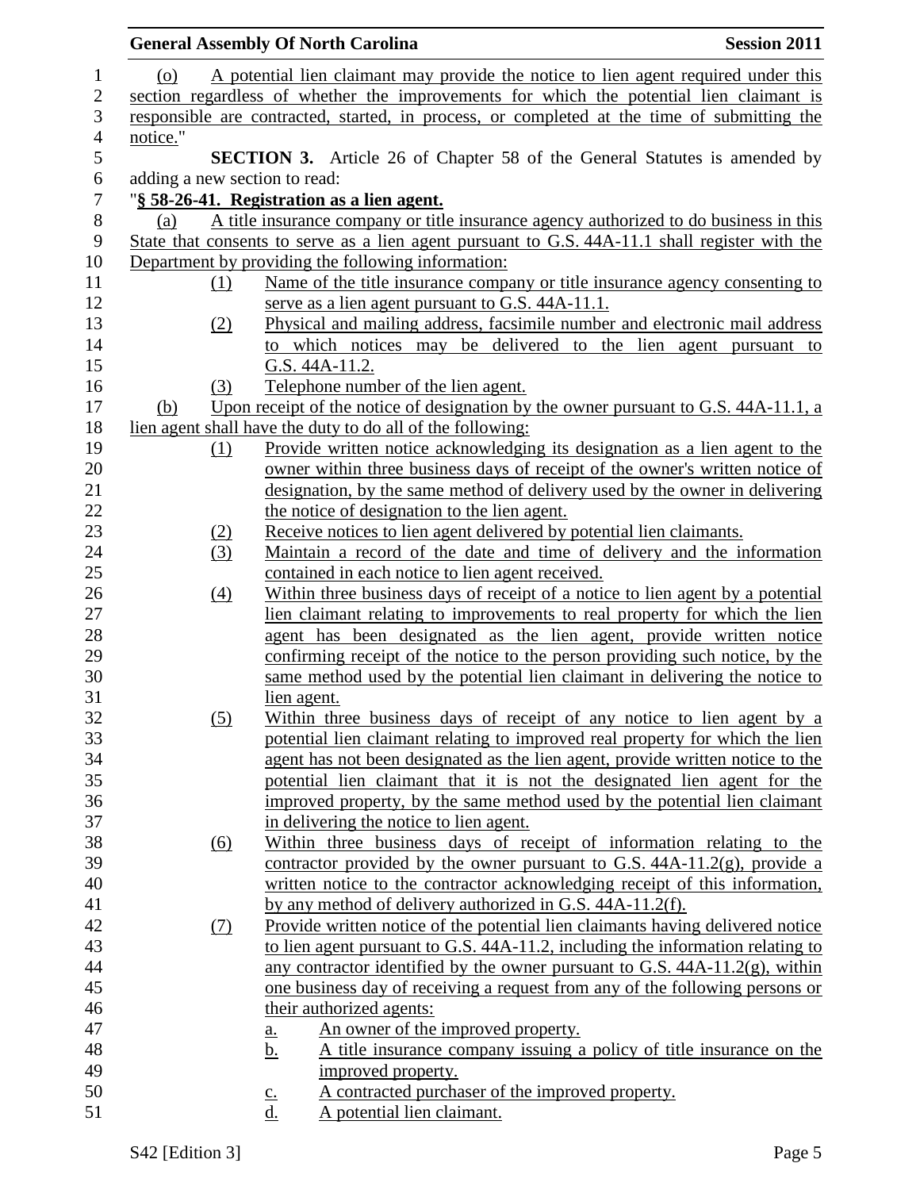(o) A potential lien claimant may provide the notice to lien agent required under this section regardless of whether the improvements for which the potential lien claimant is responsible are contracted, started, in process, or completed at the time of submitting the notice."

**SECTION 3.** Article 26 of Chapter 58 of the General Statutes is amended by adding a new section to read:

"**§ 58-26-41. Registration as a lien agent.**

(a) A title insurance company or title insurance agency authorized to do business in this State that consents to serve as a lien agent pursuant to G.S. 44A-11.1 shall register with the Department by providing the following information:

(1) Name of the title insurance company or title insurance agency consenting to serve as a lien agent pursuant to G.S. 44A-11.1.

(2) Physical and mailing address, facsimile number and electronic mail address to which notices may be delivered to the lien agent pursuant to G.S. 44A-11.2.

(3) Telephone number of the lien agent.

(b) Upon receipt of the notice of designation by the owner pursuant to G.S. 44A-11.1, a lien agent shall have the duty to do all of the following:

(1) Provide written notice acknowledging its designation as a lien agent to the owner within three business days of receipt of the owner's written notice of designation, by the same method of delivery used by the owner in delivering the notice of designation to the lien agent.

(2) Receive notices to lien agent delivered by potential lien claimants.

(3) Maintain a record of the date and time of delivery and the information contained in each notice to lien agent received.

(4) Within three business days of receipt of a notice to lien agent by a potential lien claimant relating to improvements to real property for which the lien agent has been designated as the lien agent, provide written notice confirming receipt of the notice to the person providing such notice, by the same method used by the potential lien claimant in delivering the notice to lien agent.

(5) Within three business days of receipt of any notice to lien agent by a potential lien claimant relating to improved real property for which the lien agent has not been designated as the lien agent, provide written notice to the potential lien claimant that it is not the designated lien agent for the improved property, by the same method used by the potential lien claimant in delivering the notice to lien agent.

(6) Within three business days of receipt of information relating to the contractor provided by the owner pursuant to G.S. 44A-11.2(g), provide a written notice to the contractor acknowledging receipt of this information, by any method of delivery authorized in G.S. 44A-11.2(f).

(7) Provide written notice of the potential lien claimants having delivered notice to lien agent pursuant to G.S. 44A-11.2, including the information relating to any contractor identified by the owner pursuant to G.S. 44A-11.2(g), within one business day of receiving a request from any of the following persons or their authorized agents:

a. An owner of the improved property.

b. A title insurance company issuing a policy of title insurance on the improved property.

c. A contracted purchaser of the improved property.

d. A potential lien claimant.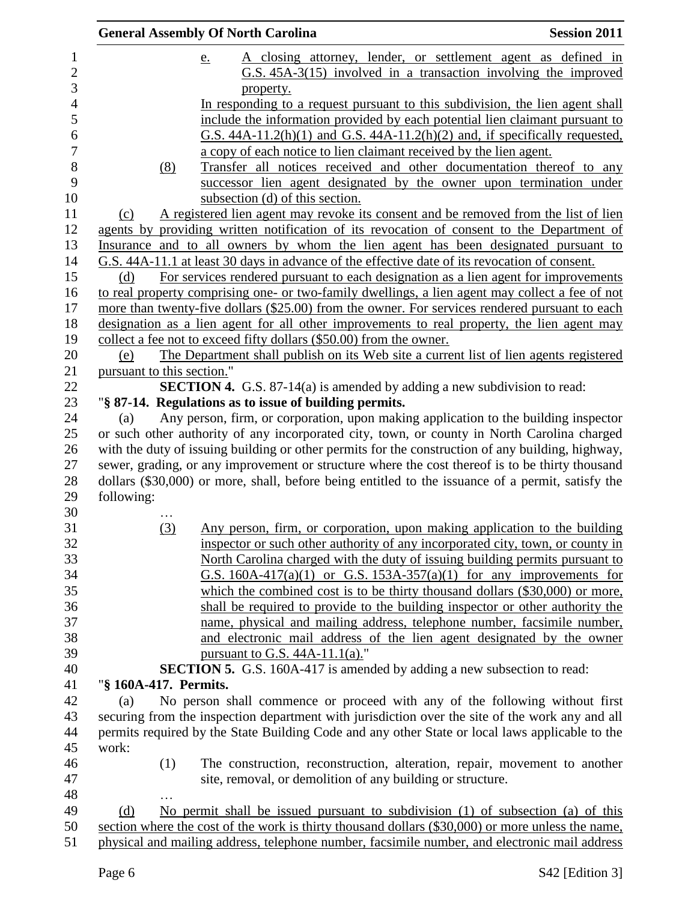e. A closing attorney, lender, or settlement agent as defined in G.S. 45A-3(15) involved in a transaction involving the improved property.

In responding to a request pursuant to this subdivision, the lien agent shall include the information provided by each potential lien claimant pursuant to G.S. 44A-11.2(h)(1) and G.S. 44A-11.2(h)(2) and, if specifically requested, a copy of each notice to lien claimant received by the lien agent.

(8) Transfer all notices received and other documentation thereof to any successor lien agent designated by the owner upon termination under subsection (d) of this section.

(c) A registered lien agent may revoke its consent and be removed from the list of lien agents by providing written notification of its revocation of consent to the Department of Insurance and to all owners by whom the lien agent has been designated pursuant to G.S. 44A-11.1 at least 30 days in advance of the effective date of its revocation of consent.

(d) For services rendered pursuant to each designation as a lien agent for improvements to real property comprising one- or two-family dwellings, a lien agent may collect a fee of not more than twenty-five dollars ($25.00) from the owner. For services rendered pursuant to each designation as a lien agent for all other improvements to real property, the lien agent may collect a fee not to exceed fifty dollars ($50.00) from the owner.

(e) The Department shall publish on its Web site a current list of lien agents registered pursuant to this section."

**SECTION 4.** G.S. 87-14(a) is amended by adding a new subdivision to read:

"**§ 87-14. Regulations as to issue of building permits.**

(a) Any person, firm, or corporation, upon making application to the building inspector or such other authority of any incorporated city, town, or county in North Carolina charged with the duty of issuing building or other permits for the construction of any building, highway, sewer, grading, or any improvement or structure where the cost thereof is to be thirty thousand dollars ($30,000) or more, shall, before being entitled to the issuance of a permit, satisfy the following:

…

(3) Any person, firm, or corporation, upon making application to the building inspector or such other authority of any incorporated city, town, or county in North Carolina charged with the duty of issuing building permits pursuant to G.S. 160A-417(a)(1) or G.S. 153A-357(a)(1) for any improvements for which the combined cost is to be thirty thousand dollars ($30,000) or more, shall be required to provide to the building inspector or other authority the name, physical and mailing address, telephone number, facsimile number, and electronic mail address of the lien agent designated by the owner pursuant to G.S. 44A-11.1(a)."

**SECTION 5.** G.S. 160A-417 is amended by adding a new subsection to read:

"**§ 160A-417. Permits.**

(a) No person shall commence or proceed with any of the following without first securing from the inspection department with jurisdiction over the site of the work any and all permits required by the State Building Code and any other State or local laws applicable to the work:

(1) The construction, reconstruction, alteration, repair, movement to another site, removal, or demolition of any building or structure.

…

(d) No permit shall be issued pursuant to subdivision (1) of subsection (a) of this section where the cost of the work is thirty thousand dollars ($30,000) or more unless the name, physical and mailing address, telephone number, facsimile number, and electronic mail address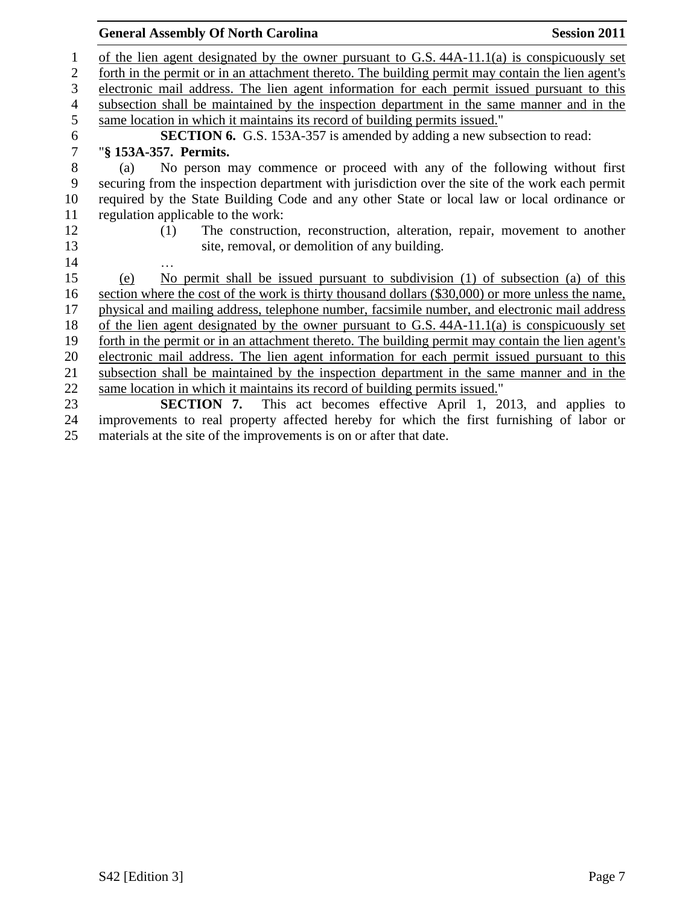of the lien agent designated by the owner pursuant to G.S. 44A-11.1(a) is conspicuously set forth in the permit or in an attachment thereto. The building permit may contain the lien agent's electronic mail address. The lien agent information for each permit issued pursuant to this subsection shall be maintained by the inspection department in the same manner and in the same location in which it maintains its record of building permits issued."

**SECTION 6.** G.S. 153A-357 is amended by adding a new subsection to read:

"**§ 153A-357. Permits.**

(a) No person may commence or proceed with any of the following without first securing from the inspection department with jurisdiction over the site of the work each permit required by the State Building Code and any other State or local law or local ordinance or regulation applicable to the work:

(1) The construction, reconstruction, alteration, repair, movement to another site, removal, or demolition of any building.

…

(e) No permit shall be issued pursuant to subdivision (1) of subsection (a) of this section where the cost of the work is thirty thousand dollars ($30,000) or more unless the name, physical and mailing address, telephone number, facsimile number, and electronic mail address of the lien agent designated by the owner pursuant to G.S. 44A-11.1(a) is conspicuously set forth in the permit or in an attachment thereto. The building permit may contain the lien agent's electronic mail address. The lien agent information for each permit issued pursuant to this subsection shall be maintained by the inspection department in the same manner and in the same location in which it maintains its record of building permits issued."

**SECTION 7.** This act becomes effective April 1, 2013, and applies to improvements to real property affected hereby for which the first furnishing of labor or materials at the site of the improvements is on or after that date.